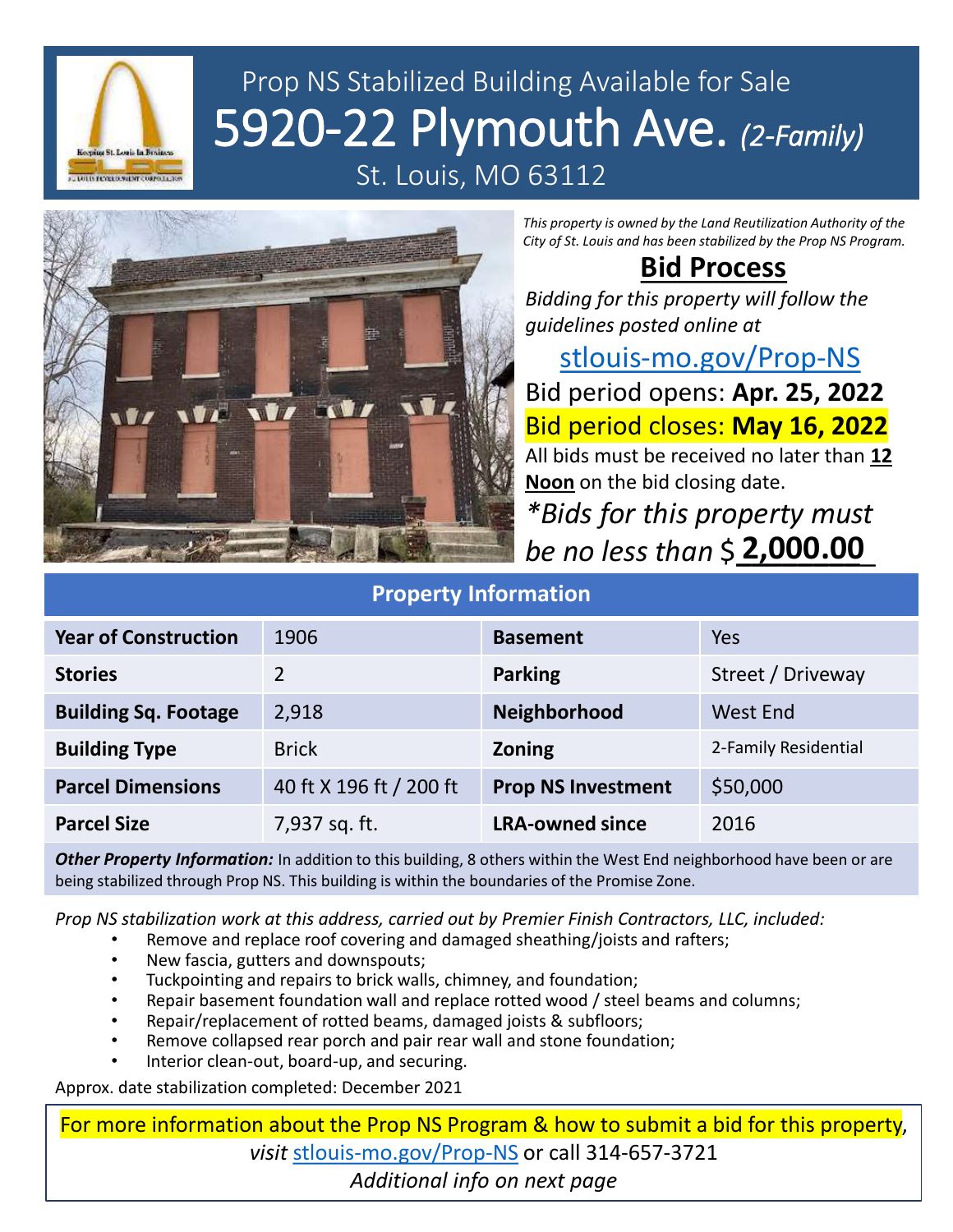# Prop NS Stabilized Building Available for Sale

# 5920-22 Plymouth Ave. *(2-Family)*

St. Louis, MO 63112

*This property is owned by the Land Reutilization Authority of the City of St. Louis and has been stabilized by the Prop NS Program.*

## Bid Process

*Bidding for this property will follow the guidelines posted online at*

stlouis-mo.gov/Prop-NS

Bid period opens: **Apr. 25, 2022**

Bid period closes: **May 16, 2022**

All bids must be received no later than **12 Noon** on the bid closing date.

*\*Bids for this property must be no less than* $ **2,000.00**

| Property Information | | | |
|---|---|---|---|
| **Year of Construction** | 1906 | **Basement** | Yes |
| **Stories** | 2 | **Parking** | Street / Driveway |
| **Building Sq. Footage** | 2,918 | **Neighborhood** | West End |
| **Building Type** | Brick | **Zoning** | 2-Family Residential |
| **Parcel Dimensions** | 40 ft X 196 ft / 200 ft | **Prop NS Investment** | $50,000 |
| **Parcel Size** | 7,937 sq. ft. | **LRA-owned since** | 2016 |

***Other Property Information:*** In addition to this building, 8 others within the West End neighborhood have been or are being stabilized through Prop NS. This building is within the boundaries of the Promise Zone.

*Prop NS stabilization work at this address, carried out by Premier Finish Contractors, LLC, included:*

- Remove and replace roof covering and damaged sheathing/joists and rafters;
- New fascia, gutters and downspouts;
- Tuckpointing and repairs to brick walls, chimney, and foundation;
- Repair basement foundation wall and replace rotted wood / steel beams and columns;
- Repair/replacement of rotted beams, damaged joists & subfloors;
- Remove collapsed rear porch and pair rear wall and stone foundation;
- Interior clean-out, board-up, and securing.

Approx. date stabilization completed: December 2021

For more information about the Prop NS Program & how to submit a bid for this property, *visit* stlouis-mo.gov/Prop-NS or call 314-657-3721

*Additional info on next page*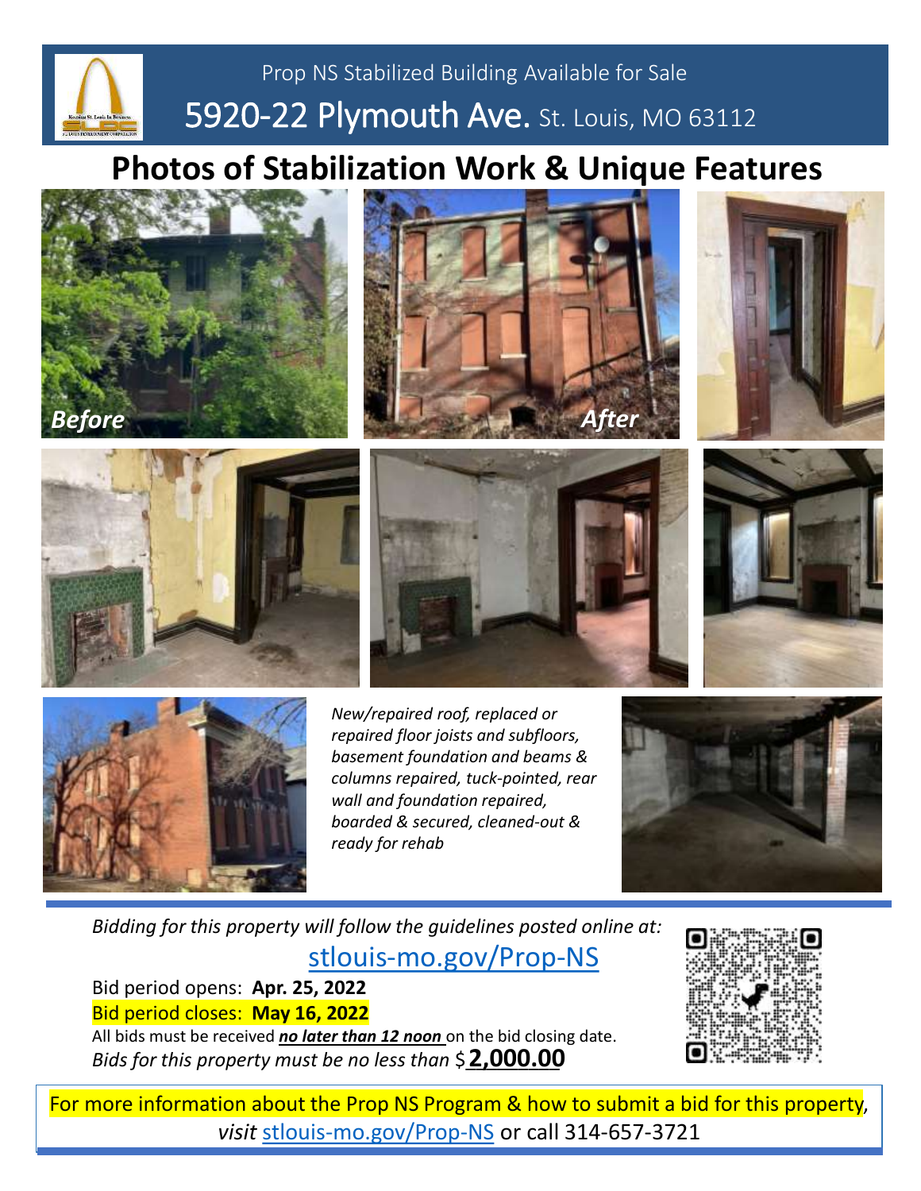Prop NS Stabilized Building Available for Sale

# 5920-22 Plymouth Ave. St. Louis, MO 63112

## Photos of Stabilization Work & Unique Features

*Before*

*After*

*New/repaired roof, replaced or repaired floor joists and subfloors, basement foundation and beams & columns repaired, tuck-pointed, rear wall and foundation repaired, boarded & secured, cleaned-out & ready for rehab*

*Bidding for this property will follow the guidelines posted online at:*

stlouis-mo.gov/Prop-NS

Bid period opens: **Apr. 25, 2022**

Bid period closes: **May 16, 2022**

All bids must be received ***no later than 12 noon*** on the bid closing date.

*Bids for this property must be no less than* $**2,000.00**

For more information about the Prop NS Program & how to submit a bid for this property, *visit* stlouis-mo.gov/Prop-NS or call 314-657-3721